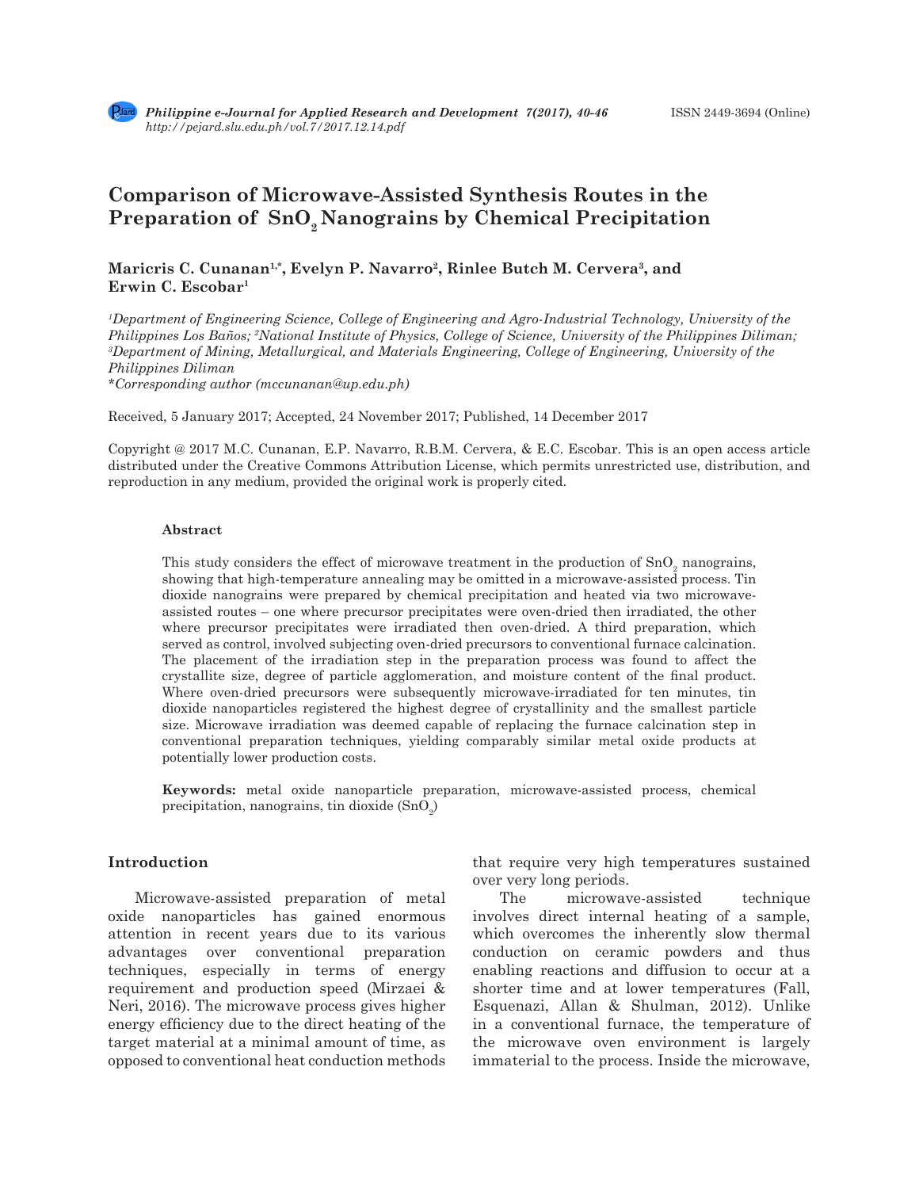# Comparison of Microwave-Assisted Synthesis Routes in the Preparation of $SnO_2$ Nanograins by Chemical Precipitation

**Maricris C. Cunanan[1,*], Evelyn P. Navarro[2], Rinlee Butch M. Cervera[3], and Erwin C. Escobar[1]**

*[1]Department of Engineering Science, College of Engineering and Agro-Industrial Technology, University of the Philippines Los Baños; [2]National Institute of Physics, College of Science, University of the Philippines Diliman; [3]Department of Mining, Metallurgical, and Materials Engineering, College of Engineering, University of the Philippines Diliman*
*Corresponding author (mccunanan@up.edu.ph)

Received, 5 January 2017; Accepted, 24 November 2017; Published, 14 December 2017

Copyright @ 2017 M.C. Cunanan, E.P. Navarro, R.B.M. Cervera, & E.C. Escobar. This is an open access article distributed under the Creative Commons Attribution License, which permits unrestricted use, distribution, and reproduction in any medium, provided the original work is properly cited.

## Abstract

This study considers the effect of microwave treatment in the production of $SnO_2$ nanograins, showing that high-temperature annealing may be omitted in a microwave-assisted process. Tin dioxide nanograins were prepared by chemical precipitation and heated via two microwave-assisted routes – one where precursor precipitates were oven-dried then irradiated, the other where precursor precipitates were irradiated then oven-dried. A third preparation, which served as control, involved subjecting oven-dried precursors to conventional furnace calcination. The placement of the irradiation step in the preparation process was found to affect the crystallite size, degree of particle agglomeration, and moisture content of the final product. Where oven-dried precursors were subsequently microwave-irradiated for ten minutes, tin dioxide nanoparticles registered the highest degree of crystallinity and the smallest particle size. Microwave irradiation was deemed capable of replacing the furnace calcination step in conventional preparation techniques, yielding comparably similar metal oxide products at potentially lower production costs.

**Keywords:** metal oxide nanoparticle preparation, microwave-assisted process, chemical precipitation, nanograins, tin dioxide ($SnO_2$)

## Introduction

Microwave-assisted preparation of metal oxide nanoparticles has gained enormous attention in recent years due to its various advantages over conventional preparation techniques, especially in terms of energy requirement and production speed (Mirzaei & Neri, 2016). The microwave process gives higher energy efficiency due to the direct heating of the target material at a minimal amount of time, as opposed to conventional heat conduction methods that require very high temperatures sustained over very long periods.

The microwave-assisted technique involves direct internal heating of a sample, which overcomes the inherently slow thermal conduction on ceramic powders and thus enabling reactions and diffusion to occur at a shorter time and at lower temperatures (Fall, Esquenazi, Allan & Shulman, 2012). Unlike in a conventional furnace, the temperature of the microwave oven environment is largely immaterial to the process. Inside the microwave,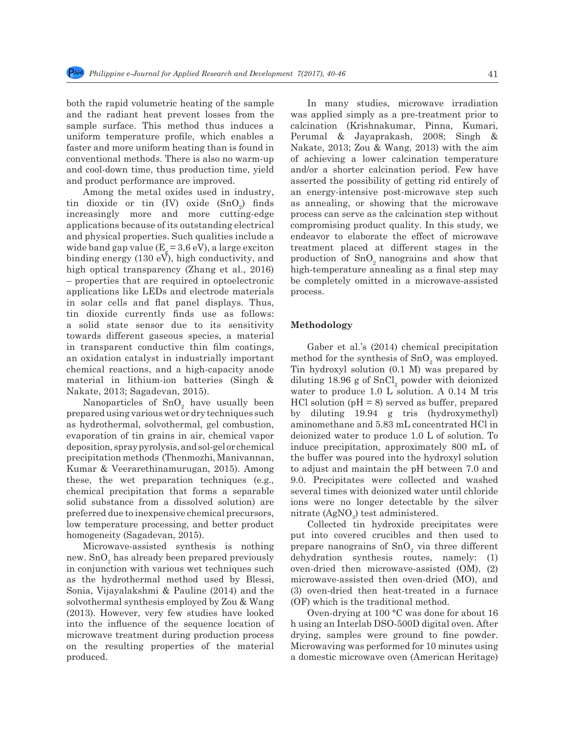both the rapid volumetric heating of the sample and the radiant heat prevent losses from the sample surface. This method thus induces a uniform temperature profile, which enables a faster and more uniform heating than is found in conventional methods. There is also no warm-up and cool-down time, thus production time, yield and product performance are improved.

Among the metal oxides used in industry, tin dioxide or tin (IV) oxide ($SnO_2$) finds increasingly more and more cutting-edge applications because of its outstanding electrical and physical properties. Such qualities include a wide band gap value ($E_g$ = 3.6 eV), a large exciton binding energy (130 eV), high conductivity, and high optical transparency (Zhang et al., 2016) – properties that are required in optoelectronic applications like LEDs and electrode materials in solar cells and flat panel displays. Thus, tin dioxide currently finds use as follows: a solid state sensor due to its sensitivity towards different gaseous species, a material in transparent conductive thin film coatings, an oxidation catalyst in industrially important chemical reactions, and a high-capacity anode material in lithium-ion batteries (Singh & Nakate, 2013; Sagadevan, 2015).

Nanoparticles of $SnO_2$ have usually been prepared using various wet or dry techniques such as hydrothermal, solvothermal, gel combustion, evaporation of tin grains in air, chemical vapor deposition, spray pyrolysis, and sol-gel or chemical precipitation methods (Thenmozhi, Manivannan, Kumar & Veerarethinamurugan, 2015). Among these, the wet preparation techniques (e.g., chemical precipitation that forms a separable solid substance from a dissolved solution) are preferred due to inexpensive chemical precursors, low temperature processing, and better product homogeneity (Sagadevan, 2015).

Microwave-assisted synthesis is nothing new. $SnO_2$ has already been prepared previously in conjunction with various wet techniques such as the hydrothermal method used by Blessi, Sonia, Vijayalakshmi & Pauline (2014) and the solvothermal synthesis employed by Zou & Wang (2013). However, very few studies have looked into the influence of the sequence location of microwave treatment during production process on the resulting properties of the material produced.

In many studies, microwave irradiation was applied simply as a pre-treatment prior to calcination (Krishnakumar, Pinna, Kumari, Perumal & Jayaprakash, 2008; Singh & Nakate, 2013; Zou & Wang, 2013) with the aim of achieving a lower calcination temperature and/or a shorter calcination period. Few have asserted the possibility of getting rid entirely of an energy-intensive post-microwave step such as annealing, or showing that the microwave process can serve as the calcination step without compromising product quality. In this study, we endeavor to elaborate the effect of microwave treatment placed at different stages in the production of $SnO_2$ nanograins and show that high-temperature annealing as a final step may be completely omitted in a microwave-assisted process.

## Methodology

Gaber et al.'s (2014) chemical precipitation method for the synthesis of $SnO_2$ was employed. Tin hydroxyl solution (0.1 M) was prepared by diluting 18.96 g of $SnCl_2$ powder with deionized water to produce 1.0 L solution. A 0.14 M tris HCl solution (pH = 8) served as buffer, prepared by diluting 19.94 g tris (hydroxymethyl) aminomethane and 5.83 mL concentrated HCl in deionized water to produce 1.0 L of solution. To induce precipitation, approximately 800 mL of the buffer was poured into the hydroxyl solution to adjust and maintain the pH between 7.0 and 9.0. Precipitates were collected and washed several times with deionized water until chloride ions were no longer detectable by the silver nitrate ($AgNO_3$) test administered.

Collected tin hydroxide precipitates were put into covered crucibles and then used to prepare nanograins of $SnO_2$ via three different dehydration synthesis routes, namely: (1) oven-dried then microwave-assisted (OM), (2) microwave-assisted then oven-dried (MO), and (3) oven-dried then heat-treated in a furnace (OF) which is the traditional method.

Oven-drying at 100 °C was done for about 16 h using an Interlab DSO-500D digital oven. After drying, samples were ground to fine powder. Microwaving was performed for 10 minutes using a domestic microwave oven (American Heritage)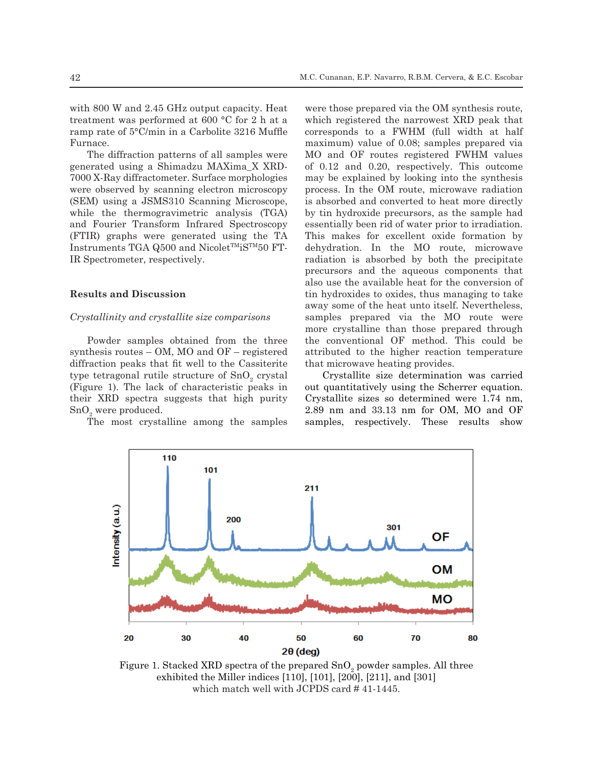with 800 W and 2.45 GHz output capacity. Heat treatment was performed at 600 °C for 2 h at a ramp rate of 5°C/min in a Carbolite 3216 Muffle Furnace.

The diffraction patterns of all samples were generated using a Shimadzu MAXima_X XRD-7000 X-Ray diffractometer. Surface morphologies were observed by scanning electron microscopy (SEM) using a JSMS310 Scanning Microscope, while the thermogravimetric analysis (TGA) and Fourier Transform Infrared Spectroscopy (FTIR) graphs were generated using the TA Instruments TGA Q500 and Nicolet™iS™50 FT-IR Spectrometer, respectively.

## Results and Discussion

### *Crystallinity and crystallite size comparisons*

Powder samples obtained from the three synthesis routes – OM, MO and OF – registered diffraction peaks that fit well to the Cassiterite type tetragonal rutile structure of $SnO_2$ crystal (Figure 1). The lack of characteristic peaks in their XRD spectra suggests that high purity $SnO_2$ were produced.

The most crystalline among the samples were those prepared via the OM synthesis route, which registered the narrowest XRD peak that corresponds to a FWHM (full width at half maximum) value of 0.08; samples prepared via MO and OF routes registered FWHM values of 0.12 and 0.20, respectively. This outcome may be explained by looking into the synthesis process. In the OM route, microwave radiation is absorbed and converted to heat more directly by tin hydroxide precursors, as the sample had essentially been rid of water prior to irradiation. This makes for excellent oxide formation by dehydration. In the MO route, microwave radiation is absorbed by both the precipitate precursors and the aqueous components that also use the available heat for the conversion of tin hydroxides to oxides, thus managing to take away some of the heat unto itself. Nevertheless, samples prepared via the MO route were more crystalline than those prepared through the conventional OF method. This could be attributed to the higher reaction temperature that microwave heating provides.

Crystallite size determination was carried out quantitatively using the Scherrer equation. Crystallite sizes so determined were 1.74 nm, 2.89 nm and 33.13 nm for OM, MO and OF samples, respectively. These results show

Figure 1. Stacked XRD spectra of the prepared $SnO_2$ powder samples. All three exhibited the Miller indices [110], [101], [200], [211], and [301] which match well with JCPDS card # 41-1445.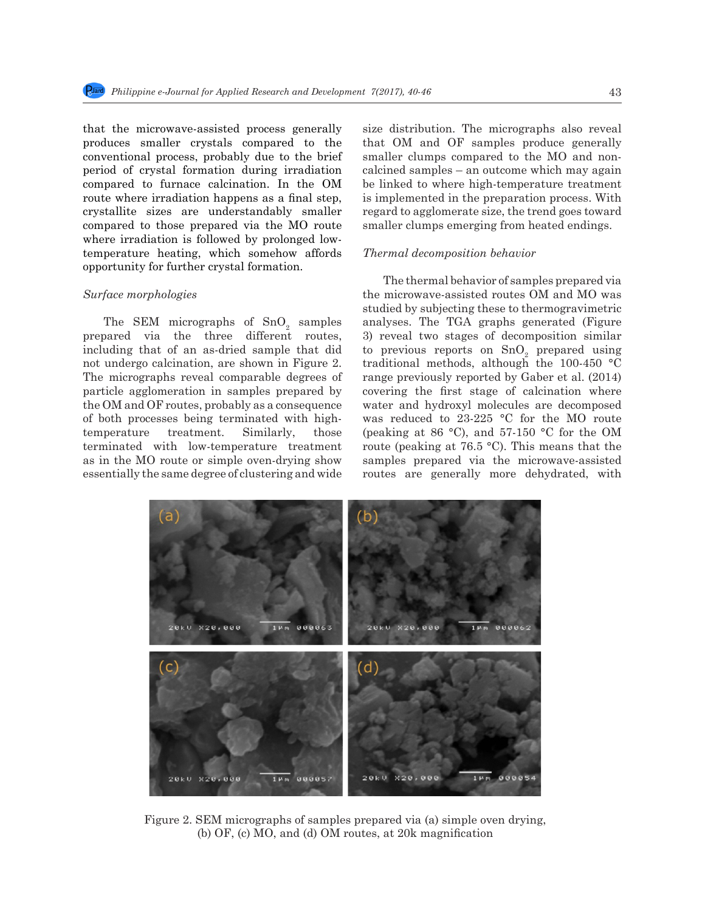that the microwave-assisted process generally produces smaller crystals compared to the conventional process, probably due to the brief period of crystal formation during irradiation compared to furnace calcination. In the OM route where irradiation happens as a final step, crystallite sizes are understandably smaller compared to those prepared via the MO route where irradiation is followed by prolonged low-temperature heating, which somehow affords opportunity for further crystal formation.

*Surface morphologies*

The SEM micrographs of $SnO_2$ samples prepared via the three different routes, including that of an as-dried sample that did not undergo calcination, are shown in Figure 2. The micrographs reveal comparable degrees of particle agglomeration in samples prepared by the OM and OF routes, probably as a consequence of both processes being terminated with high-temperature treatment. Similarly, those terminated with low-temperature treatment as in the MO route or simple oven-drying show essentially the same degree of clustering and wide size distribution. The micrographs also reveal that OM and OF samples produce generally smaller clumps compared to the MO and non-calcined samples – an outcome which may again be linked to where high-temperature treatment is implemented in the preparation process. With regard to agglomerate size, the trend goes toward smaller clumps emerging from heated endings.

*Thermal decomposition behavior*

The thermal behavior of samples prepared via the microwave-assisted routes OM and MO was studied by subjecting these to thermogravimetric analyses. The TGA graphs generated (Figure 3) reveal two stages of decomposition similar to previous reports on $SnO_2$ prepared using traditional methods, although the 100-450 °C range previously reported by Gaber et al. (2014) covering the first stage of calcination where water and hydroxyl molecules are decomposed was reduced to 23-225 °C for the MO route (peaking at 86 °C), and 57-150 °C for the OM route (peaking at 76.5 °C). This means that the samples prepared via the microwave-assisted routes are generally more dehydrated, with

Figure 2. SEM micrographs of samples prepared via (a) simple oven drying, (b) OF, (c) MO, and (d) OM routes, at 20k magnification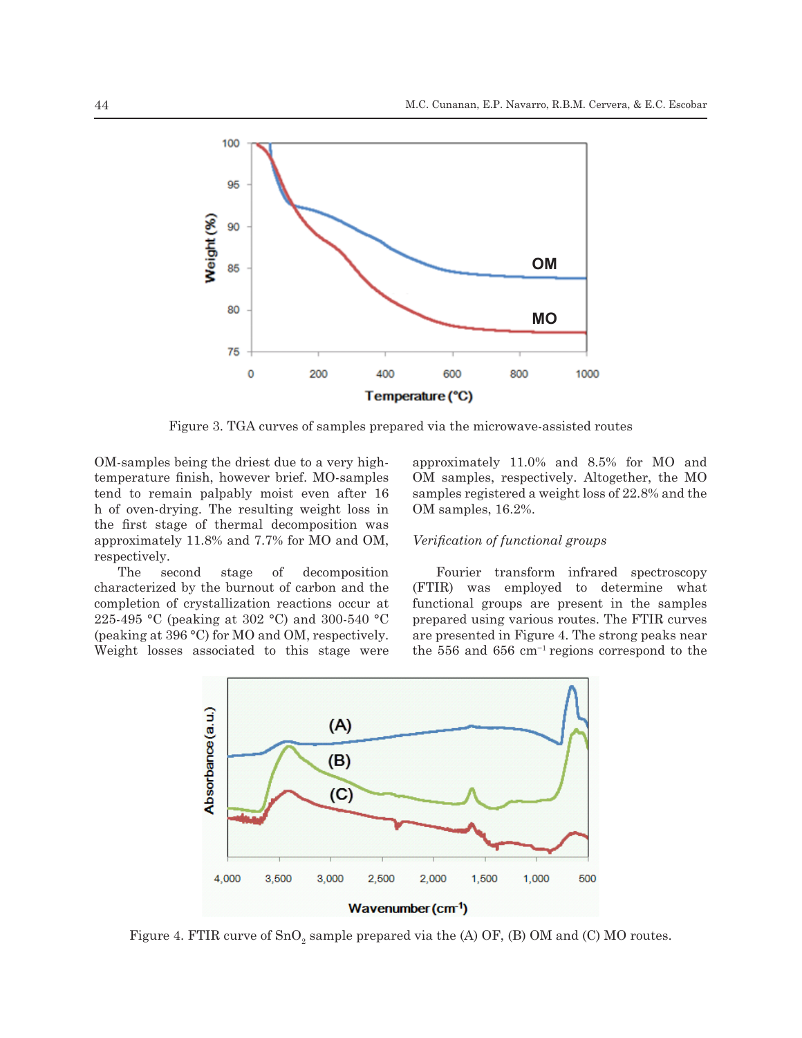Figure 3. TGA curves of samples prepared via the microwave-assisted routes

OM-samples being the driest due to a very high-temperature finish, however brief. MO-samples tend to remain palpably moist even after 16 h of oven-drying. The resulting weight loss in the first stage of thermal decomposition was approximately 11.8% and 7.7% for MO and OM, respectively.

The second stage of decomposition characterized by the burnout of carbon and the completion of crystallization reactions occur at 225-495 °C (peaking at 302 °C) and 300-540 °C (peaking at 396 °C) for MO and OM, respectively. Weight losses associated to this stage were approximately 11.0% and 8.5% for MO and OM samples, respectively. Altogether, the MO samples registered a weight loss of 22.8% and the OM samples, 16.2%.

*Verification of functional groups*

Fourier transform infrared spectroscopy (FTIR) was employed to determine what functional groups are present in the samples prepared using various routes. The FTIR curves are presented in Figure 4. The strong peaks near the 556 and 656 $cm^{-1}$ regions correspond to the

Figure 4. FTIR curve of $SnO_2$ sample prepared via the (A) OF, (B) OM and (C) MO routes.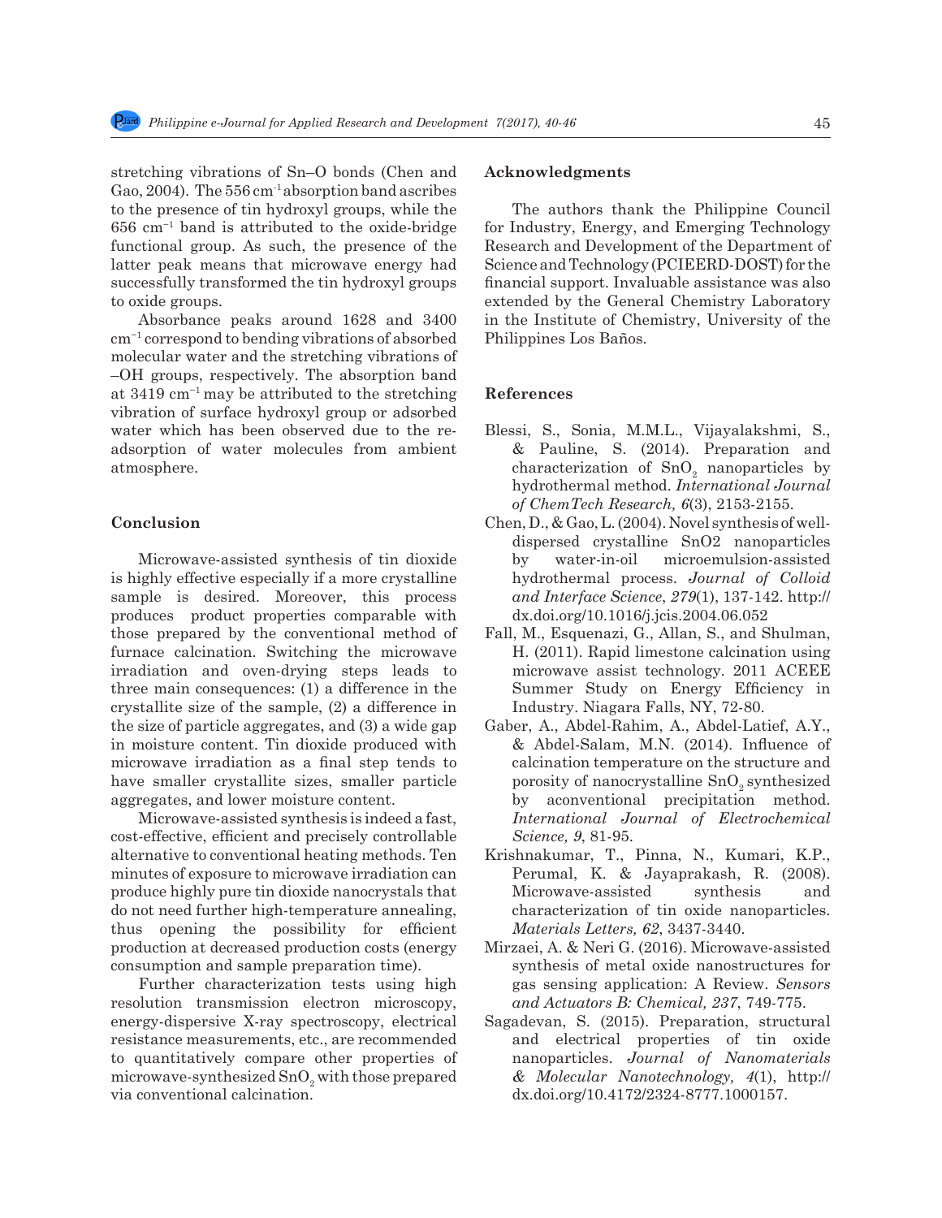stretching vibrations of Sn–O bonds (Chen and Gao, 2004). The 556 $cm^{-1}$ absorption band ascribes to the presence of tin hydroxyl groups, while the 656 $cm^{-1}$ band is attributed to the oxide-bridge functional group. As such, the presence of the latter peak means that microwave energy had successfully transformed the tin hydroxyl groups to oxide groups.

Absorbance peaks around 1628 and 3400 $cm^{-1}$ correspond to bending vibrations of absorbed molecular water and the stretching vibrations of –OH groups, respectively. The absorption band at 3419 $cm^{-1}$ may be attributed to the stretching vibration of surface hydroxyl group or adsorbed water which has been observed due to the re-adsorption of water molecules from ambient atmosphere.

## Conclusion

Microwave-assisted synthesis of tin dioxide is highly effective especially if a more crystalline sample is desired. Moreover, this process produces product properties comparable with those prepared by the conventional method of furnace calcination. Switching the microwave irradiation and oven-drying steps leads to three main consequences: (1) a difference in the crystallite size of the sample, (2) a difference in the size of particle aggregates, and (3) a wide gap in moisture content. Tin dioxide produced with microwave irradiation as a final step tends to have smaller crystallite sizes, smaller particle aggregates, and lower moisture content.

Microwave-assisted synthesis is indeed a fast, cost-effective, efficient and precisely controllable alternative to conventional heating methods. Ten minutes of exposure to microwave irradiation can produce highly pure tin dioxide nanocrystals that do not need further high-temperature annealing, thus opening the possibility for efficient production at decreased production costs (energy consumption and sample preparation time).

Further characterization tests using high resolution transmission electron microscopy, energy-dispersive X-ray spectroscopy, electrical resistance measurements, etc., are recommended to quantitatively compare other properties of microwave-synthesized $SnO_2$ with those prepared via conventional calcination.

## Acknowledgments

The authors thank the Philippine Council for Industry, Energy, and Emerging Technology Research and Development of the Department of Science and Technology (PCIEERD-DOST) for the financial support. Invaluable assistance was also extended by the General Chemistry Laboratory in the Institute of Chemistry, University of the Philippines Los Baños.

## References

Blessi, S., Sonia, M.M.L., Vijayalakshmi, S., & Pauline, S. (2014). Preparation and characterization of $SnO_2$ nanoparticles by hydrothermal method. *International Journal of ChemTech Research, 6*(3), 2153-2155.

Chen, D., & Gao, L. (2004). Novel synthesis of well-dispersed crystalline SnO2 nanoparticles by water-in-oil microemulsion-assisted hydrothermal process. *Journal of Colloid and Interface Science*, *279*(1), 137-142. http://dx.doi.org/10.1016/j.jcis.2004.06.052

Fall, M., Esquenazi, G., Allan, S., and Shulman, H. (2011). Rapid limestone calcination using microwave assist technology. 2011 ACEEE Summer Study on Energy Efficiency in Industry. Niagara Falls, NY, 72-80.

Gaber, A., Abdel-Rahim, A., Abdel-Latief, A.Y., & Abdel-Salam, M.N. (2014). Influence of calcination temperature on the structure and porosity of nanocrystalline $SnO_2$ synthesized by aconventional precipitation method. *International Journal of Electrochemical Science, 9*, 81-95.

Krishnakumar, T., Pinna, N., Kumari, K.P., Perumal, K. & Jayaprakash, R. (2008). Microwave-assisted synthesis and characterization of tin oxide nanoparticles. *Materials Letters, 62*, 3437-3440.

Mirzaei, A. & Neri G. (2016). Microwave-assisted synthesis of metal oxide nanostructures for gas sensing application: A Review. *Sensors and Actuators B: Chemical, 237*, 749-775.

Sagadevan, S. (2015). Preparation, structural and electrical properties of tin oxide nanoparticles. *Journal of Nanomaterials & Molecular Nanotechnology, 4*(1), http://dx.doi.org/10.4172/2324-8777.1000157.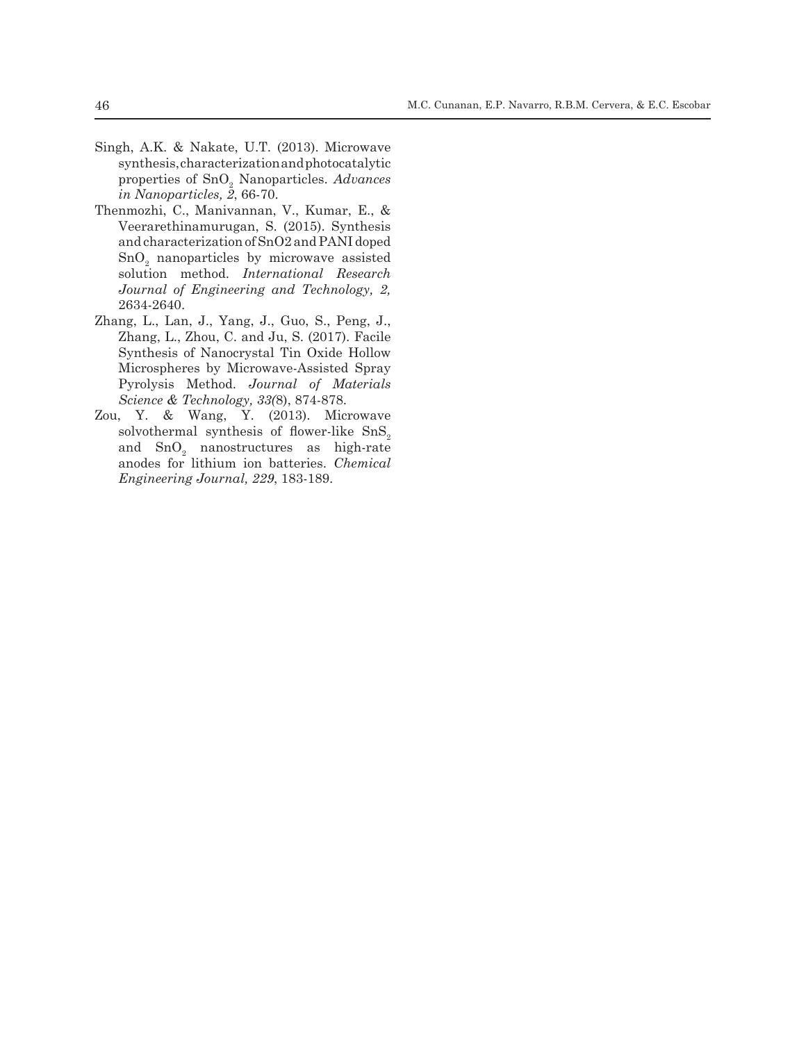Singh, A.K. & Nakate, U.T. (2013). Microwave synthesis, characterization and photocatalytic properties of $SnO_2$ Nanoparticles. *Advances in Nanoparticles, 2*, 66-70.

Thenmozhi, C., Manivannan, V., Kumar, E., & Veerarethinamurugan, S. (2015). Synthesis and characterization of SnO2 and PANI doped $SnO_2$ nanoparticles by microwave assisted solution method. *International Research Journal of Engineering and Technology, 2,* 2634-2640.

Zhang, L., Lan, J., Yang, J., Guo, S., Peng, J., Zhang, L., Zhou, C. and Ju, S. (2017). Facile Synthesis of Nanocrystal Tin Oxide Hollow Microspheres by Microwave-Assisted Spray Pyrolysis Method. *Journal of Materials Science & Technology, 33(*8), 874-878.

Zou, Y. & Wang, Y. (2013). Microwave solvothermal synthesis of flower-like $SnS_2$ and $SnO_2$ nanostructures as high-rate anodes for lithium ion batteries. *Chemical Engineering Journal, 229*, 183-189.